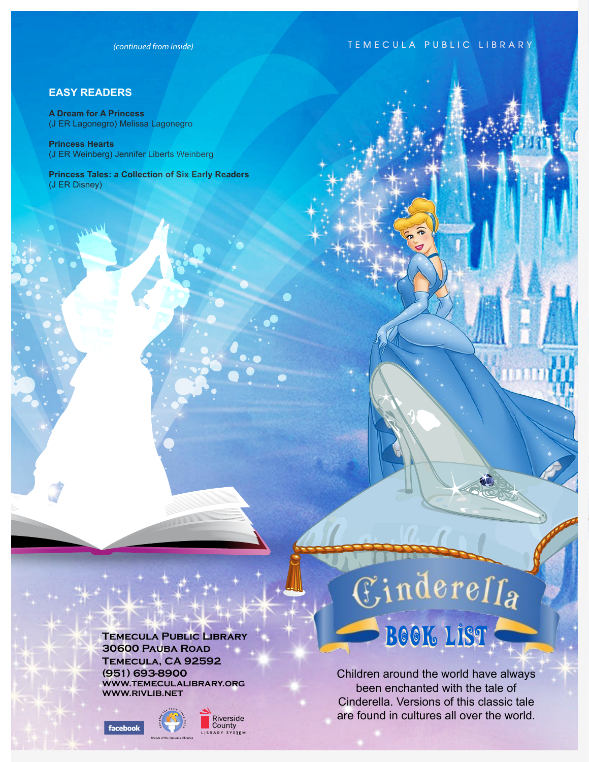*(continued from inside)*

## EASY READERS

**A Dream for A Princess**
(J ER Lagonegro) Melissa Lagonegro

**Princess Hearts**
(J ER Weinberg) Jennifer Liberts Weinberg

**Princess Tales: a Collection of Six Early Readers**
(J ER Disney)

**Temecula Public Library**
**30600 Pauba Road**
**Temecula, CA 92592**
**(951) 693-8900**
**www.temeculalibrary.org**
**www.rivlib.net**

facebook

Friends of the Temecula Libraries

Riverside County Library System

TEMECULA PUBLIC LIBRARY

# Cinderella

## BOOK LIST

Children around the world have always been enchanted with the tale of Cinderella. Versions of this classic tale are found in cultures all over the world.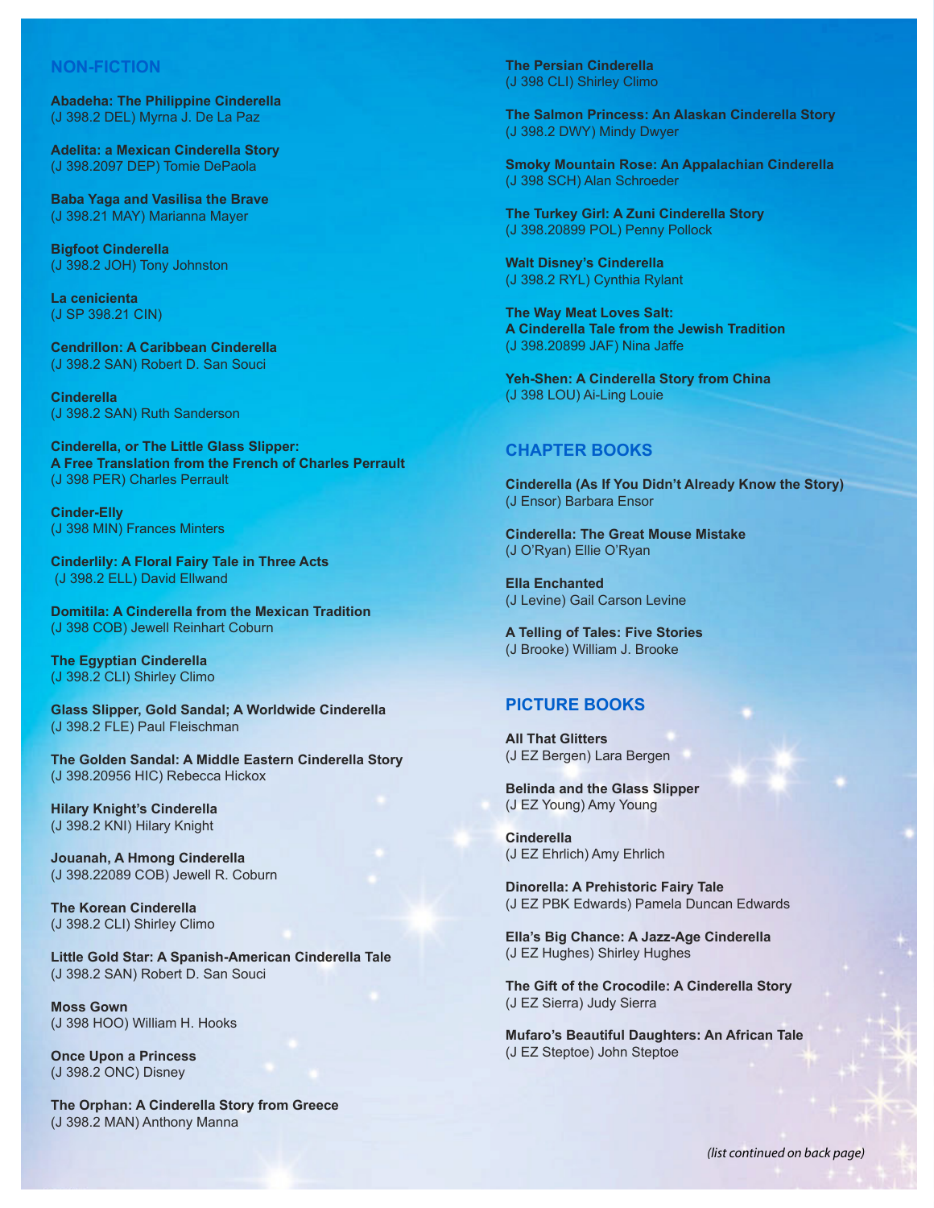## NON-FICTION

**Abadeha: The Philippine Cinderella**
(J 398.2 DEL) Myrna J. De La Paz

**Adelita: a Mexican Cinderella Story**
(J 398.2097 DEP) Tomie DePaola

**Baba Yaga and Vasilisa the Brave**
(J 398.21 MAY) Marianna Mayer

**Bigfoot Cinderella**
(J 398.2 JOH) Tony Johnston

**La cenicienta**
(J SP 398.21 CIN)

**Cendrillon: A Caribbean Cinderella**
(J 398.2 SAN) Robert D. San Souci

**Cinderella**
(J 398.2 SAN) Ruth Sanderson

**Cinderella, or The Little Glass Slipper: A Free Translation from the French of Charles Perrault**
(J 398 PER) Charles Perrault

**Cinder-Elly**
(J 398 MIN) Frances Minters

**Cinderlily: A Floral Fairy Tale in Three Acts**
(J 398.2 ELL) David Ellwand

**Domitila: A Cinderella from the Mexican Tradition**
(J 398 COB) Jewell Reinhart Coburn

**The Egyptian Cinderella**
(J 398.2 CLI) Shirley Climo

**Glass Slipper, Gold Sandal; A Worldwide Cinderella**
(J 398.2 FLE) Paul Fleischman

**The Golden Sandal: A Middle Eastern Cinderella Story**
(J 398.20956 HIC) Rebecca Hickox

**Hilary Knight's Cinderella**
(J 398.2 KNI) Hilary Knight

**Jouanah, A Hmong Cinderella**
(J 398.22089 COB) Jewell R. Coburn

**The Korean Cinderella**
(J 398.2 CLI) Shirley Climo

**Little Gold Star: A Spanish-American Cinderella Tale**
(J 398.2 SAN) Robert D. San Souci

**Moss Gown**
(J 398 HOO) William H. Hooks

**Once Upon a Princess**
(J 398.2 ONC) Disney

**The Orphan: A Cinderella Story from Greece**
(J 398.2 MAN) Anthony Manna

**The Persian Cinderella**
(J 398 CLI) Shirley Climo

**The Salmon Princess: An Alaskan Cinderella Story**
(J 398.2 DWY) Mindy Dwyer

**Smoky Mountain Rose: An Appalachian Cinderella**
(J 398 SCH) Alan Schroeder

**The Turkey Girl: A Zuni Cinderella Story**
(J 398.20899 POL) Penny Pollock

**Walt Disney's Cinderella**
(J 398.2 RYL) Cynthia Rylant

**The Way Meat Loves Salt: A Cinderella Tale from the Jewish Tradition**
(J 398.20899 JAF) Nina Jaffe

**Yeh-Shen: A Cinderella Story from China**
(J 398 LOU) Ai-Ling Louie

## CHAPTER BOOKS

**Cinderella (As If You Didn't Already Know the Story)**
(J Ensor) Barbara Ensor

**Cinderella: The Great Mouse Mistake**
(J O'Ryan) Ellie O'Ryan

**Ella Enchanted**
(J Levine) Gail Carson Levine

**A Telling of Tales: Five Stories**
(J Brooke) William J. Brooke

## PICTURE BOOKS

**All That Glitters**
(J EZ Bergen) Lara Bergen

**Belinda and the Glass Slipper**
(J EZ Young) Amy Young

**Cinderella**
(J EZ Ehrlich) Amy Ehrlich

**Dinorella: A Prehistoric Fairy Tale**
(J EZ PBK Edwards) Pamela Duncan Edwards

**Ella's Big Chance: A Jazz-Age Cinderella**
(J EZ Hughes) Shirley Hughes

**The Gift of the Crocodile: A Cinderella Story**
(J EZ Sierra) Judy Sierra

**Mufaro's Beautiful Daughters: An African Tale**
(J EZ Steptoe) John Steptoe

*(list continued on back page)*